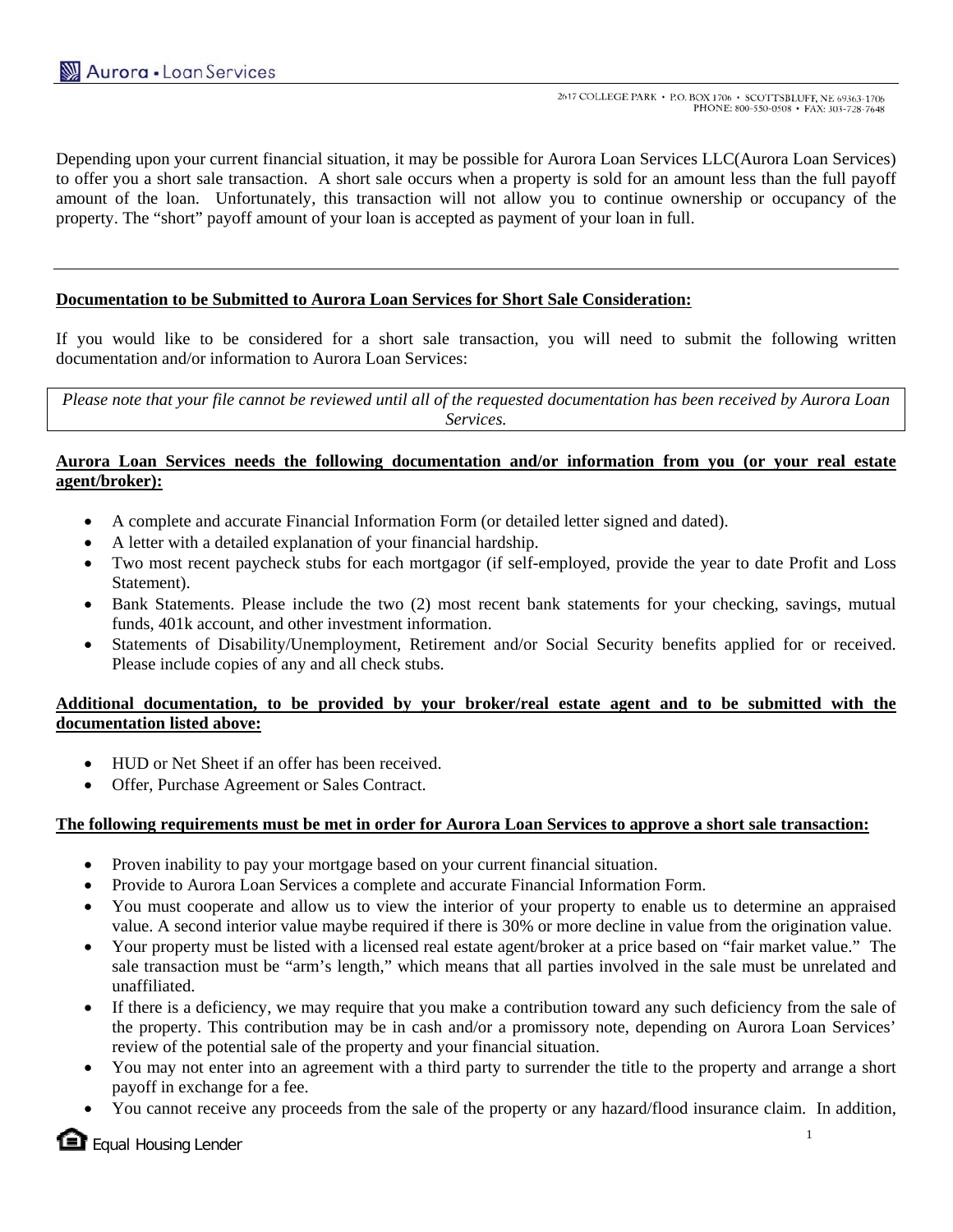Aurora • Loan Services

2617 COLLEGE PARK • P.O. BOX 1706 • SCOTTSBLUFF, NE 69363-1706
PHONE: 800-550-0508 • FAX: 303-728-7648

Depending upon your current financial situation, it may be possible for Aurora Loan Services LLC(Aurora Loan Services) to offer you a short sale transaction. A short sale occurs when a property is sold for an amount less than the full payoff amount of the loan. Unfortunately, this transaction will not allow you to continue ownership or occupancy of the property. The "short" payoff amount of your loan is accepted as payment of your loan in full.

---

**Documentation to be Submitted to Aurora Loan Services for Short Sale Consideration:**

If you would like to be considered for a short sale transaction, you will need to submit the following written documentation and/or information to Aurora Loan Services:

*Please note that your file cannot be reviewed until all of the requested documentation has been received by Aurora Loan Services.*

**Aurora Loan Services needs the following documentation and/or information from you (or your real estate agent/broker):**

- A complete and accurate Financial Information Form (or detailed letter signed and dated).
- A letter with a detailed explanation of your financial hardship.
- Two most recent paycheck stubs for each mortgagor (if self-employed, provide the year to date Profit and Loss Statement).
- Bank Statements. Please include the two (2) most recent bank statements for your checking, savings, mutual funds, 401k account, and other investment information.
- Statements of Disability/Unemployment, Retirement and/or Social Security benefits applied for or received. Please include copies of any and all check stubs.

**Additional documentation, to be provided by your broker/real estate agent and to be submitted with the documentation listed above:**

- HUD or Net Sheet if an offer has been received.
- Offer, Purchase Agreement or Sales Contract.

**The following requirements must be met in order for Aurora Loan Services to approve a short sale transaction:**

- Proven inability to pay your mortgage based on your current financial situation.
- Provide to Aurora Loan Services a complete and accurate Financial Information Form.
- You must cooperate and allow us to view the interior of your property to enable us to determine an appraised value. A second interior value maybe required if there is 30% or more decline in value from the origination value.
- Your property must be listed with a licensed real estate agent/broker at a price based on "fair market value." The sale transaction must be "arm's length," which means that all parties involved in the sale must be unrelated and unaffiliated.
- If there is a deficiency, we may require that you make a contribution toward any such deficiency from the sale of the property. This contribution may be in cash and/or a promissory note, depending on Aurora Loan Services' review of the potential sale of the property and your financial situation.
- You may not enter into an agreement with a third party to surrender the title to the property and arrange a short payoff in exchange for a fee.
- You cannot receive any proceeds from the sale of the property or any hazard/flood insurance claim. In addition,

Equal Housing Lender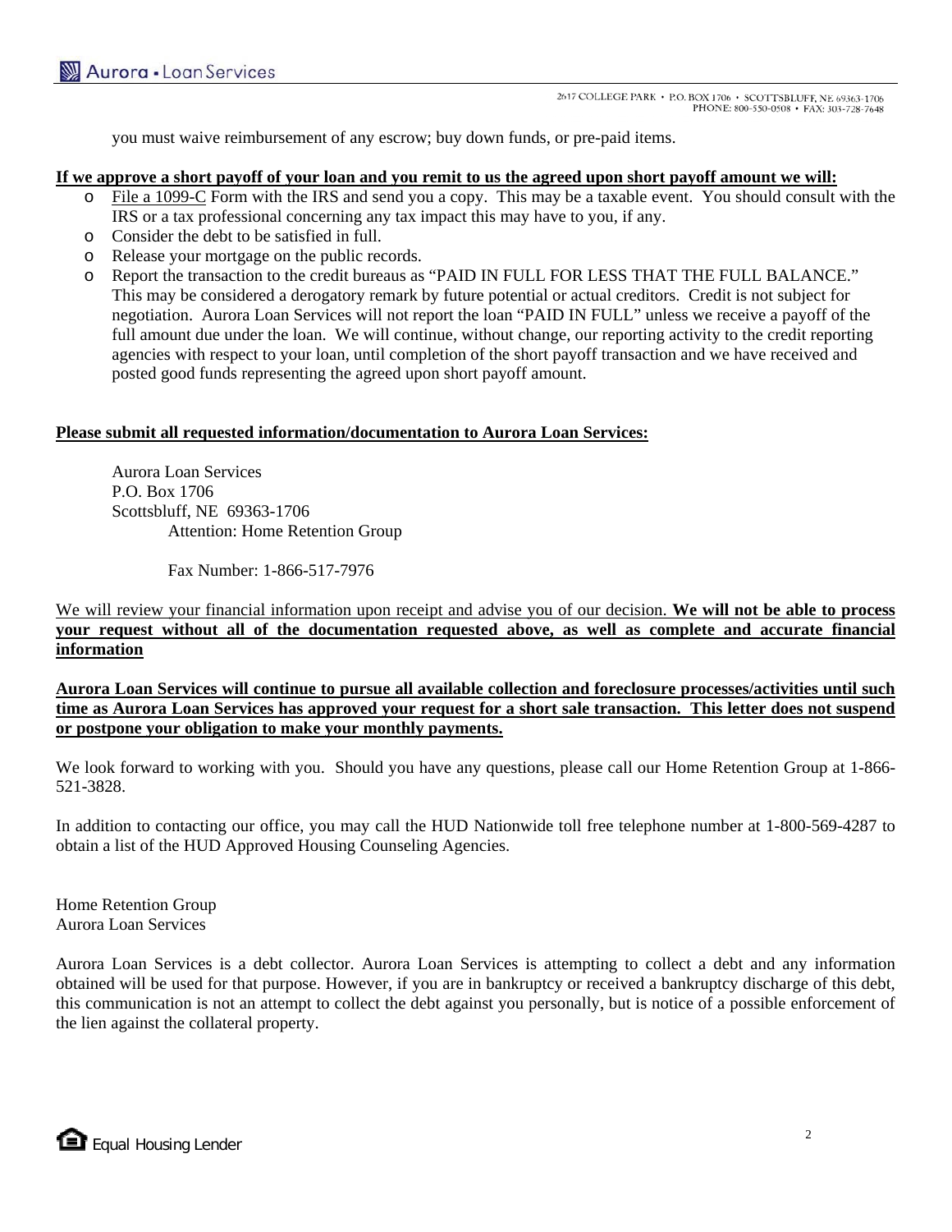you must waive reimbursement of any escrow; buy down funds, or pre-paid items.

**If we approve a short payoff of your loan and you remit to us the agreed upon short payoff amount we will:**

- File a 1099-C Form with the IRS and send you a copy. This may be a taxable event. You should consult with the IRS or a tax professional concerning any tax impact this may have to you, if any.
- Consider the debt to be satisfied in full.
- Release your mortgage on the public records.
- Report the transaction to the credit bureaus as "PAID IN FULL FOR LESS THAT THE FULL BALANCE." This may be considered a derogatory remark by future potential or actual creditors. Credit is not subject for negotiation. Aurora Loan Services will not report the loan "PAID IN FULL" unless we receive a payoff of the full amount due under the loan. We will continue, without change, our reporting activity to the credit reporting agencies with respect to your loan, until completion of the short payoff transaction and we have received and posted good funds representing the agreed upon short payoff amount.

**Please submit all requested information/documentation to Aurora Loan Services:**

Aurora Loan Services
P.O. Box 1706
Scottsbluff, NE 69363-1706
Attention: Home Retention Group

Fax Number: 1-866-517-7976

We will review your financial information upon receipt and advise you of our decision. **We will not be able to process your request without all of the documentation requested above, as well as complete and accurate financial information**

**Aurora Loan Services will continue to pursue all available collection and foreclosure processes/activities until such time as Aurora Loan Services has approved your request for a short sale transaction. This letter does not suspend or postpone your obligation to make your monthly payments.**

We look forward to working with you. Should you have any questions, please call our Home Retention Group at 1-866-521-3828.

In addition to contacting our office, you may call the HUD Nationwide toll free telephone number at 1-800-569-4287 to obtain a list of the HUD Approved Housing Counseling Agencies.

Home Retention Group
Aurora Loan Services

Aurora Loan Services is a debt collector. Aurora Loan Services is attempting to collect a debt and any information obtained will be used for that purpose. However, if you are in bankruptcy or received a bankruptcy discharge of this debt, this communication is not an attempt to collect the debt against you personally, but is notice of a possible enforcement of the lien against the collateral property.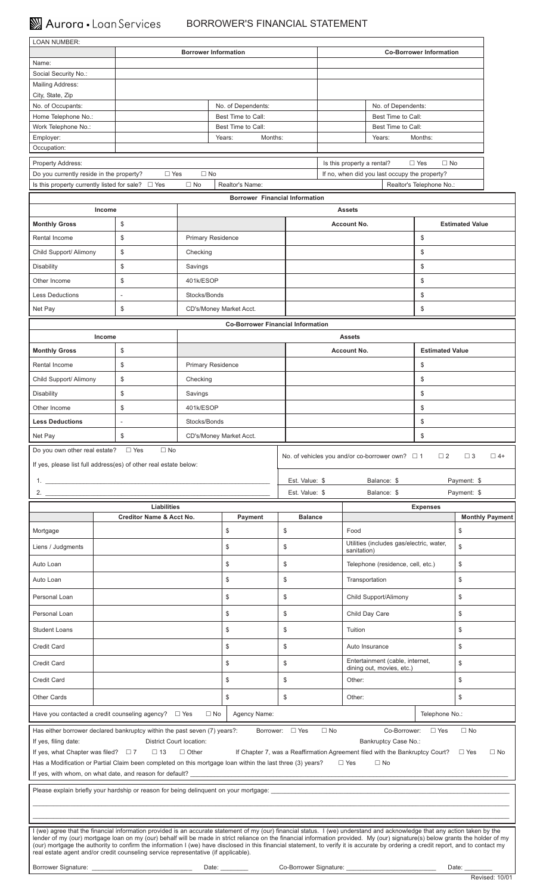# Aurora • Loan Services BORROWER'S FINANCIAL STATEMENT

| LOAN NUMBER: | | | |
|---|---|---|---|
| | **Borrower Information** | | **Co-Borrower Information** |
| Name: | | | |
| Social Security No.: | | | |
| Mailing Address: | | | |
| City, State, Zip | | | |
| No. of Occupants: | | No. of Dependents: | No. of Dependents: |
| Home Telephone No.: | | Best Time to Call: | Best Time to Call: |
| Work Telephone No.: | | Best Time to Call: | Best Time to Call: |
| Employer: | | Years: Months: | Years: Months: |
| Occupation: | | | |

Property Address: Is this property a rental? ☐ Yes ☐ No

Do you currently reside in the property? ☐ Yes ☐ No If no, when did you last occupy the property?

Is this property currently listed for sale? ☐ Yes ☐ No Realtor's Name: Realtor's Telephone No.:

## Borrower Financial Information

| Income | | Assets | | |
|---|---|---|---|---|
| **Monthly Gross** | $ | | **Account No.** | **Estimated Value** |
| Rental Income | $ | Primary Residence | | $ |
| Child Support/ Alimony | $ | Checking | | $ |
| Disability | $ | Savings | | $ |
| Other Income | $ | 401k/ESOP | | $ |
| Less Deductions | - | Stocks/Bonds | | $ |
| Net Pay | $ | CD's/Money Market Acct. | | $ |

## Co-Borrower Financial Information

| Income | | Assets | | |
|---|---|---|---|---|
| **Monthly Gross** | $ | | **Account No.** | **Estimated Value** |
| Rental Income | $ | Primary Residence | | $ |
| Child Support/ Alimony | $ | Checking | | $ |
| Disability | $ | Savings | | $ |
| Other Income | $ | 401k/ESOP | | $ |
| **Less Deductions** | - | Stocks/Bonds | | $ |
| Net Pay | $ | CD's/Money Market Acct. | | $ |

Do you own other real estate? ☐ Yes ☐ No

If yes, please list full address(es) of other real estate below:

No. of vehicles you and/or co-borrower own? ☐ 1 ☐ 2 ☐ 3 ☐ 4+

1. ______________________ Est. Value: $ Balance: $ Payment: $
2. ______________________ Est. Value: $ Balance: $ Payment: $

| Liabilities | | | | Expenses | |
|---|---|---|---|---|---|
| | **Creditor Name & Acct No.** | **Payment** | **Balance** | | **Monthly Payment** |
| Mortgage | | $ | $ | Food | $ |
| Liens / Judgments | | $ | $ | Utilities (includes gas/electric, water, sanitation) | $ |
| Auto Loan | | $ | $ | Telephone (residence, cell, etc.) | $ |
| Auto Loan | | $ | $ | Transportation | $ |
| Personal Loan | | $ | $ | Child Support/Alimony | $ |
| Personal Loan | | $ | $ | Child Day Care | $ |
| Student Loans | | $ | $ | Tuition | $ |
| Credit Card | | $ | $ | Auto Insurance | $ |
| Credit Card | | $ | $ | Entertainment (cable, internet, dining out, movies, etc.) | $ |
| Credit Card | | $ | $ | Other: | $ |
| Other Cards | | $ | $ | Other: | $ |

Have you contacted a credit counseling agency? ☐ Yes ☐ No Agency Name: Telephone No.:

Has either borrower declared bankruptcy within the past seven (7) years?: Borrower: ☐ Yes ☐ No Co-Borrower: ☐ Yes ☐ No

If yes, filing date: District Court location: Bankruptcy Case No.:

If yes, what Chapter was filed? ☐ 7 ☐ 13 ☐ Other If Chapter 7, was a Reaffirmation Agreement filed with the Bankruptcy Court? ☐ Yes ☐ No

Has a Modification or Partial Claim been completed on this mortgage loan within the last three (3) years? ☐ Yes ☐ No

If yes, with whom, on what date, and reason for default? ______________________

Please explain briefly your hardship or reason for being delinquent on your mortgage: ______________________

I (we) agree that the financial information provided is an accurate statement of my (our) financial status. I (we) understand and acknowledge that any action taken by the lender of my (our) mortgage loan on my (our) behalf will be made in strict reliance on the financial information provided. My (our) signature(s) below grants the holder of my (our) mortgage the authority to confirm the information I (we) have disclosed in this financial statement, to verify it is accurate by ordering a credit report, and to contact my real estate agent and/or credit counseling service representative (if applicable).

Borrower Signature: ______________ Date: ________ Co-Borrower Signature: ______________ Date: ________

Revised: 10/01